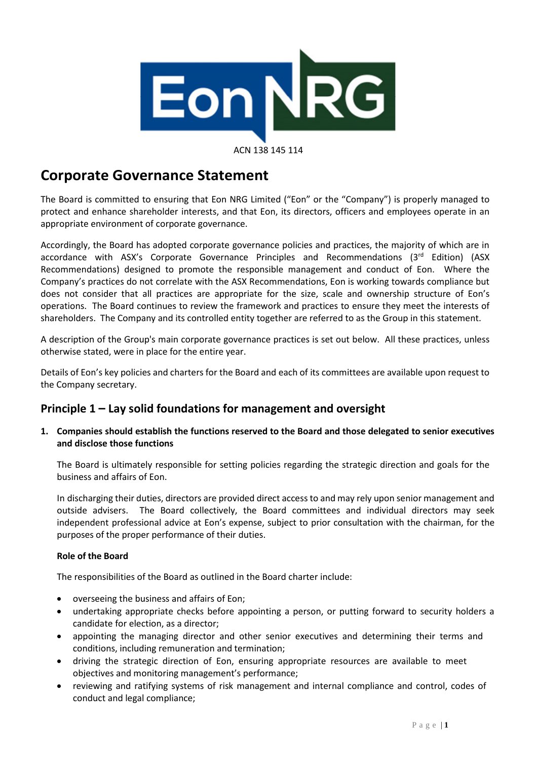ACN 138 145 114

# Corporate Governance Statement

The Board is committed to ensuring that Eon NRG Limited ("Eon" or the "Company") is properly managed to protect and enhance shareholder interests, and that Eon, its directors, officers and employees operate in an appropriate environment of corporate governance.

Accordingly, the Board has adopted corporate governance policies and practices, the majority of which are in accordance with ASX's Corporate Governance Principles and Recommendations (3rd Edition) (ASX Recommendations) designed to promote the responsible management and conduct of Eon. Where the Company's practices do not correlate with the ASX Recommendations, Eon is working towards compliance but does not consider that all practices are appropriate for the size, scale and ownership structure of Eon's operations. The Board continues to review the framework and practices to ensure they meet the interests of shareholders. The Company and its controlled entity together are referred to as the Group in this statement.

A description of the Group's main corporate governance practices is set out below. All these practices, unless otherwise stated, were in place for the entire year.

Details of Eon's key policies and charters for the Board and each of its committees are available upon request to the Company secretary.

## Principle 1 – Lay solid foundations for management and oversight

**1. Companies should establish the functions reserved to the Board and those delegated to senior executives and disclose those functions**

The Board is ultimately responsible for setting policies regarding the strategic direction and goals for the business and affairs of Eon.

In discharging their duties, directors are provided direct access to and may rely upon senior management and outside advisers. The Board collectively, the Board committees and individual directors may seek independent professional advice at Eon's expense, subject to prior consultation with the chairman, for the purposes of the proper performance of their duties.

**Role of the Board**

The responsibilities of the Board as outlined in the Board charter include:

- overseeing the business and affairs of Eon;
- undertaking appropriate checks before appointing a person, or putting forward to security holders a candidate for election, as a director;
- appointing the managing director and other senior executives and determining their terms and conditions, including remuneration and termination;
- driving the strategic direction of Eon, ensuring appropriate resources are available to meet objectives and monitoring management's performance;
- reviewing and ratifying systems of risk management and internal compliance and control, codes of conduct and legal compliance;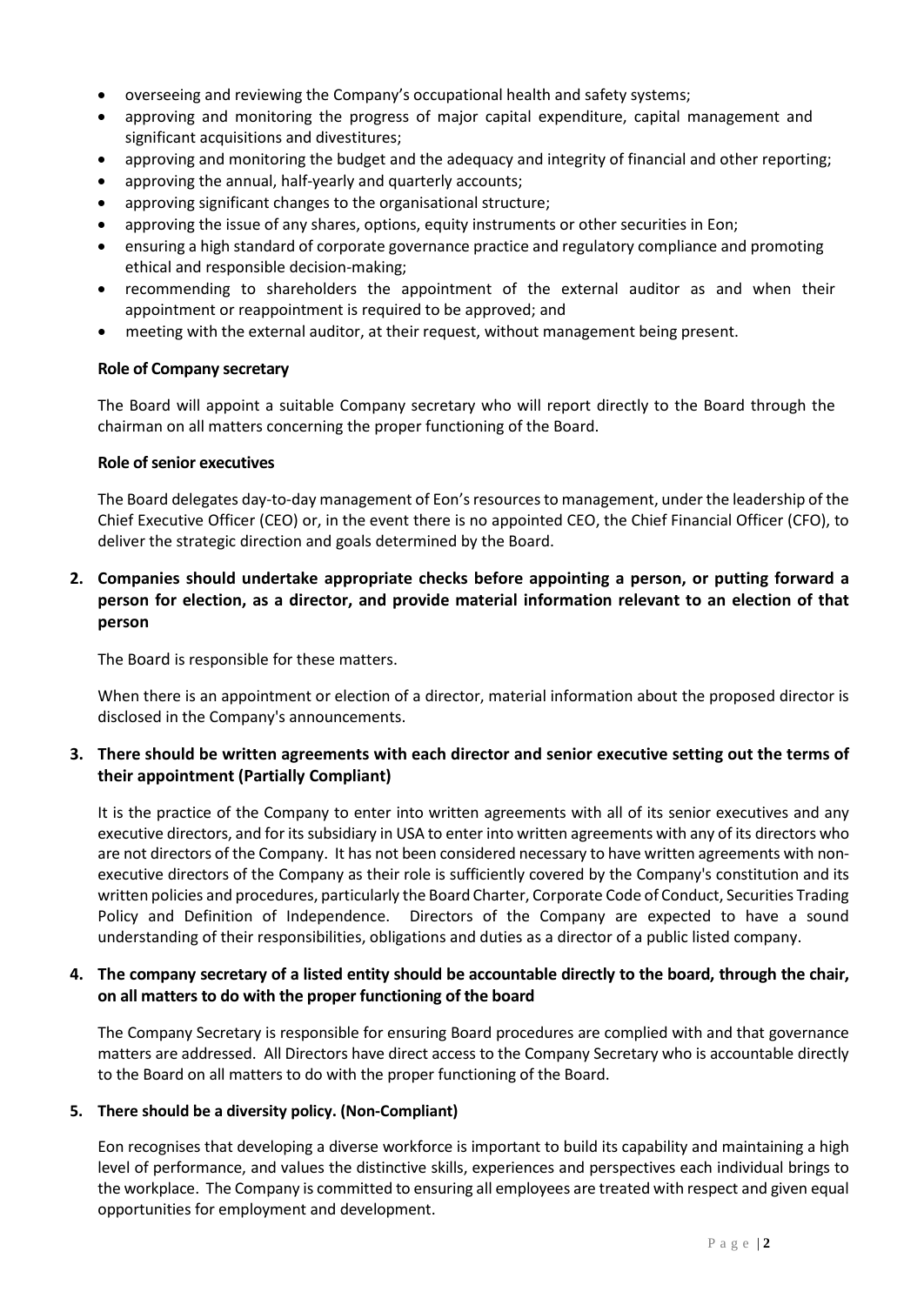- overseeing and reviewing the Company's occupational health and safety systems;
- approving and monitoring the progress of major capital expenditure, capital management and significant acquisitions and divestitures;
- approving and monitoring the budget and the adequacy and integrity of financial and other reporting;
- approving the annual, half-yearly and quarterly accounts;
- approving significant changes to the organisational structure;
- approving the issue of any shares, options, equity instruments or other securities in Eon;
- ensuring a high standard of corporate governance practice and regulatory compliance and promoting ethical and responsible decision-making;
- recommending to shareholders the appointment of the external auditor as and when their appointment or reappointment is required to be approved; and
- meeting with the external auditor, at their request, without management being present.

**Role of Company secretary**

The Board will appoint a suitable Company secretary who will report directly to the Board through the chairman on all matters concerning the proper functioning of the Board.

**Role of senior executives**

The Board delegates day-to-day management of Eon's resources to management, under the leadership of the Chief Executive Officer (CEO) or, in the event there is no appointed CEO, the Chief Financial Officer (CFO), to deliver the strategic direction and goals determined by the Board.

**2. Companies should undertake appropriate checks before appointing a person, or putting forward a person for election, as a director, and provide material information relevant to an election of that person**

The Board is responsible for these matters.

When there is an appointment or election of a director, material information about the proposed director is disclosed in the Company's announcements.

**3. There should be written agreements with each director and senior executive setting out the terms of their appointment (Partially Compliant)**

It is the practice of the Company to enter into written agreements with all of its senior executives and any executive directors, and for its subsidiary in USA to enter into written agreements with any of its directors who are not directors of the Company. It has not been considered necessary to have written agreements with non-executive directors of the Company as their role is sufficiently covered by the Company's constitution and its written policies and procedures, particularly the Board Charter, Corporate Code of Conduct, Securities Trading Policy and Definition of Independence. Directors of the Company are expected to have a sound understanding of their responsibilities, obligations and duties as a director of a public listed company.

**4. The company secretary of a listed entity should be accountable directly to the board, through the chair, on all matters to do with the proper functioning of the board**

The Company Secretary is responsible for ensuring Board procedures are complied with and that governance matters are addressed. All Directors have direct access to the Company Secretary who is accountable directly to the Board on all matters to do with the proper functioning of the Board.

**5. There should be a diversity policy. (Non-Compliant)**

Eon recognises that developing a diverse workforce is important to build its capability and maintaining a high level of performance, and values the distinctive skills, experiences and perspectives each individual brings to the workplace. The Company is committed to ensuring all employees are treated with respect and given equal opportunities for employment and development.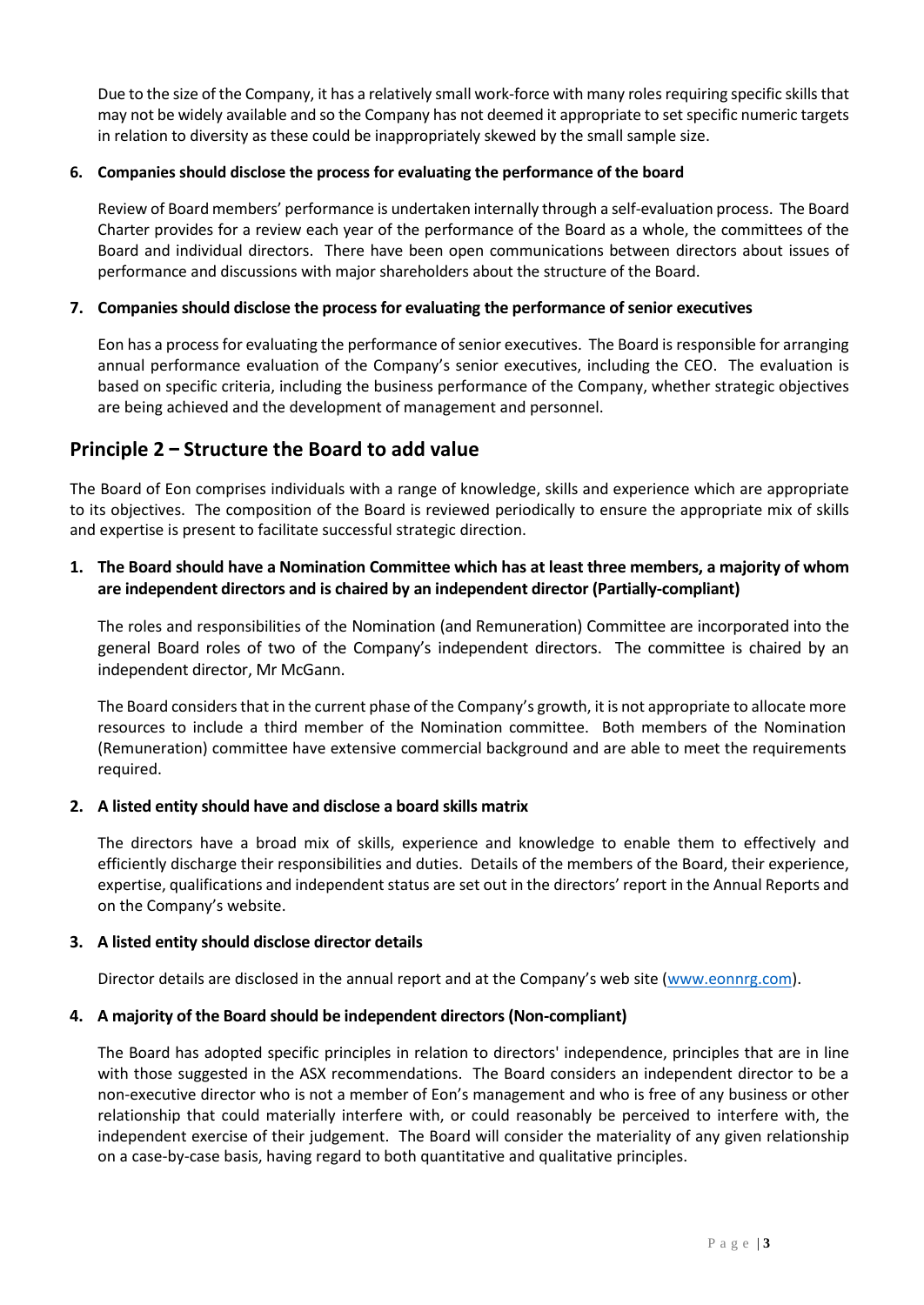Due to the size of the Company, it has a relatively small work-force with many roles requiring specific skills that may not be widely available and so the Company has not deemed it appropriate to set specific numeric targets in relation to diversity as these could be inappropriately skewed by the small sample size.

**6. Companies should disclose the process for evaluating the performance of the board**

Review of Board members' performance is undertaken internally through a self-evaluation process. The Board Charter provides for a review each year of the performance of the Board as a whole, the committees of the Board and individual directors. There have been open communications between directors about issues of performance and discussions with major shareholders about the structure of the Board.

**7. Companies should disclose the process for evaluating the performance of senior executives**

Eon has a process for evaluating the performance of senior executives. The Board is responsible for arranging annual performance evaluation of the Company's senior executives, including the CEO. The evaluation is based on specific criteria, including the business performance of the Company, whether strategic objectives are being achieved and the development of management and personnel.

## Principle 2 – Structure the Board to add value

The Board of Eon comprises individuals with a range of knowledge, skills and experience which are appropriate to its objectives. The composition of the Board is reviewed periodically to ensure the appropriate mix of skills and expertise is present to facilitate successful strategic direction.

**1. The Board should have a Nomination Committee which has at least three members, a majority of whom are independent directors and is chaired by an independent director (Partially-compliant)**

The roles and responsibilities of the Nomination (and Remuneration) Committee are incorporated into the general Board roles of two of the Company's independent directors. The committee is chaired by an independent director, Mr McGann.

The Board considers that in the current phase of the Company's growth, it is not appropriate to allocate more resources to include a third member of the Nomination committee. Both members of the Nomination (Remuneration) committee have extensive commercial background and are able to meet the requirements required.

**2. A listed entity should have and disclose a board skills matrix**

The directors have a broad mix of skills, experience and knowledge to enable them to effectively and efficiently discharge their responsibilities and duties. Details of the members of the Board, their experience, expertise, qualifications and independent status are set out in the directors' report in the Annual Reports and on the Company's website.

**3. A listed entity should disclose director details**

Director details are disclosed in the annual report and at the Company's web site (www.eonnrg.com).

**4. A majority of the Board should be independent directors (Non-compliant)**

The Board has adopted specific principles in relation to directors' independence, principles that are in line with those suggested in the ASX recommendations. The Board considers an independent director to be a non-executive director who is not a member of Eon's management and who is free of any business or other relationship that could materially interfere with, or could reasonably be perceived to interfere with, the independent exercise of their judgement. The Board will consider the materiality of any given relationship on a case-by-case basis, having regard to both quantitative and qualitative principles.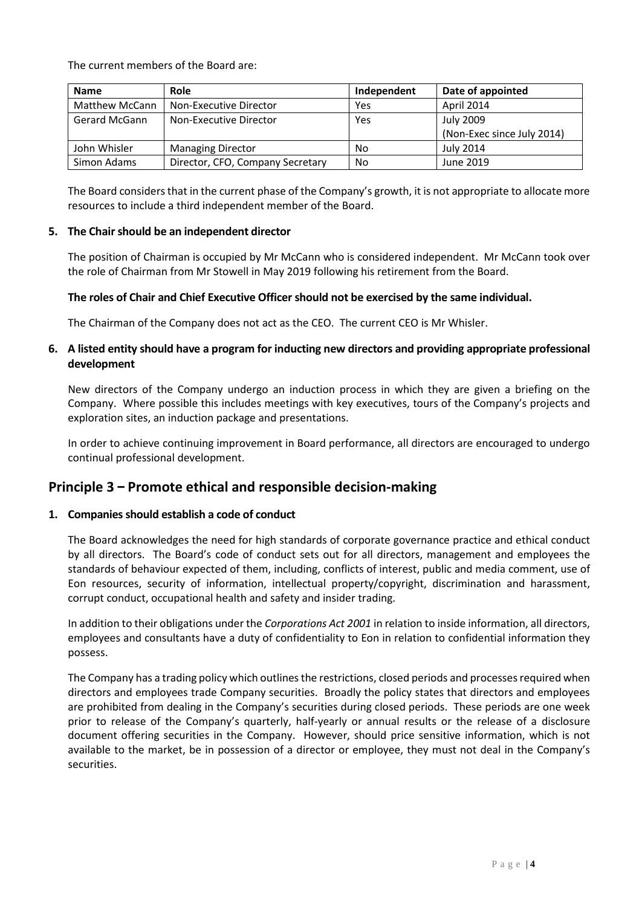The current members of the Board are:

| Name | Role | Independent | Date of appointed |
| --- | --- | --- | --- |
| Matthew McCann | Non-Executive Director | Yes | April 2014 |
| Gerard McGann | Non-Executive Director | Yes | July 2009 (Non-Exec since July 2014) |
| John Whisler | Managing Director | No | July 2014 |
| Simon Adams | Director, CFO, Company Secretary | No | June 2019 |

The Board considers that in the current phase of the Company's growth, it is not appropriate to allocate more resources to include a third independent member of the Board.

**5. The Chair should be an independent director**

The position of Chairman is occupied by Mr McCann who is considered independent. Mr McCann took over the role of Chairman from Mr Stowell in May 2019 following his retirement from the Board.

**The roles of Chair and Chief Executive Officer should not be exercised by the same individual.**

The Chairman of the Company does not act as the CEO. The current CEO is Mr Whisler.

**6. A listed entity should have a program for inducting new directors and providing appropriate professional development**

New directors of the Company undergo an induction process in which they are given a briefing on the Company. Where possible this includes meetings with key executives, tours of the Company's projects and exploration sites, an induction package and presentations.

In order to achieve continuing improvement in Board performance, all directors are encouraged to undergo continual professional development.

## Principle 3 – Promote ethical and responsible decision-making

**1. Companies should establish a code of conduct**

The Board acknowledges the need for high standards of corporate governance practice and ethical conduct by all directors. The Board's code of conduct sets out for all directors, management and employees the standards of behaviour expected of them, including, conflicts of interest, public and media comment, use of Eon resources, security of information, intellectual property/copyright, discrimination and harassment, corrupt conduct, occupational health and safety and insider trading.

In addition to their obligations under the *Corporations Act 2001* in relation to inside information, all directors, employees and consultants have a duty of confidentiality to Eon in relation to confidential information they possess.

The Company has a trading policy which outlines the restrictions, closed periods and processes required when directors and employees trade Company securities. Broadly the policy states that directors and employees are prohibited from dealing in the Company's securities during closed periods. These periods are one week prior to release of the Company's quarterly, half-yearly or annual results or the release of a disclosure document offering securities in the Company. However, should price sensitive information, which is not available to the market, be in possession of a director or employee, they must not deal in the Company's securities.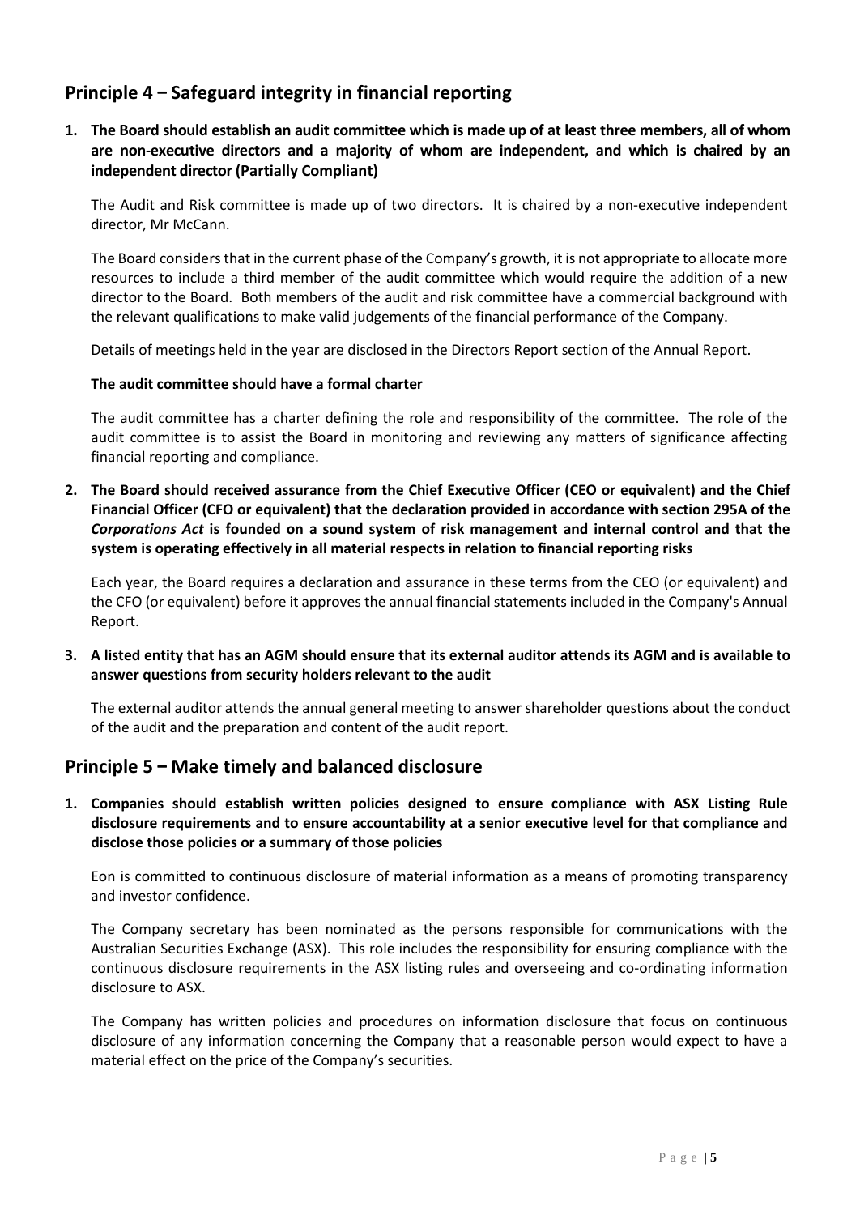## Principle 4 – Safeguard integrity in financial reporting

**1. The Board should establish an audit committee which is made up of at least three members, all of whom are non-executive directors and a majority of whom are independent, and which is chaired by an independent director (Partially Compliant)**

The Audit and Risk committee is made up of two directors. It is chaired by a non-executive independent director, Mr McCann.

The Board considers that in the current phase of the Company's growth, it is not appropriate to allocate more resources to include a third member of the audit committee which would require the addition of a new director to the Board. Both members of the audit and risk committee have a commercial background with the relevant qualifications to make valid judgements of the financial performance of the Company.

Details of meetings held in the year are disclosed in the Directors Report section of the Annual Report.

**The audit committee should have a formal charter**

The audit committee has a charter defining the role and responsibility of the committee. The role of the audit committee is to assist the Board in monitoring and reviewing any matters of significance affecting financial reporting and compliance.

**2. The Board should received assurance from the Chief Executive Officer (CEO or equivalent) and the Chief Financial Officer (CFO or equivalent) that the declaration provided in accordance with section 295A of the *Corporations Act* is founded on a sound system of risk management and internal control and that the system is operating effectively in all material respects in relation to financial reporting risks**

Each year, the Board requires a declaration and assurance in these terms from the CEO (or equivalent) and the CFO (or equivalent) before it approves the annual financial statements included in the Company's Annual Report.

**3. A listed entity that has an AGM should ensure that its external auditor attends its AGM and is available to answer questions from security holders relevant to the audit**

The external auditor attends the annual general meeting to answer shareholder questions about the conduct of the audit and the preparation and content of the audit report.

## Principle 5 – Make timely and balanced disclosure

**1. Companies should establish written policies designed to ensure compliance with ASX Listing Rule disclosure requirements and to ensure accountability at a senior executive level for that compliance and disclose those policies or a summary of those policies**

Eon is committed to continuous disclosure of material information as a means of promoting transparency and investor confidence.

The Company secretary has been nominated as the persons responsible for communications with the Australian Securities Exchange (ASX). This role includes the responsibility for ensuring compliance with the continuous disclosure requirements in the ASX listing rules and overseeing and co-ordinating information disclosure to ASX.

The Company has written policies and procedures on information disclosure that focus on continuous disclosure of any information concerning the Company that a reasonable person would expect to have a material effect on the price of the Company's securities.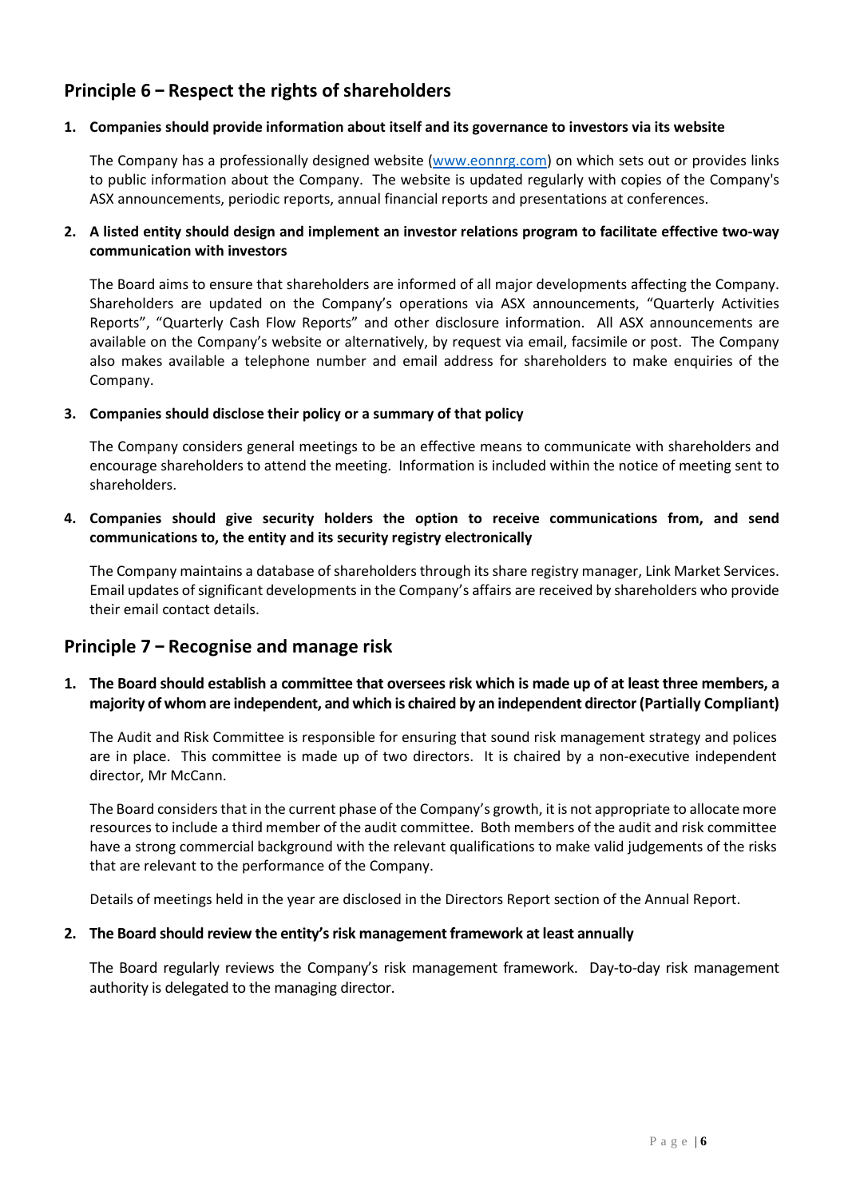## Principle 6 – Respect the rights of shareholders

**1. Companies should provide information about itself and its governance to investors via its website**

The Company has a professionally designed website (www.eonnrg.com) on which sets out or provides links to public information about the Company. The website is updated regularly with copies of the Company's ASX announcements, periodic reports, annual financial reports and presentations at conferences.

**2. A listed entity should design and implement an investor relations program to facilitate effective two-way communication with investors**

The Board aims to ensure that shareholders are informed of all major developments affecting the Company. Shareholders are updated on the Company's operations via ASX announcements, "Quarterly Activities Reports", "Quarterly Cash Flow Reports" and other disclosure information. All ASX announcements are available on the Company's website or alternatively, by request via email, facsimile or post. The Company also makes available a telephone number and email address for shareholders to make enquiries of the Company.

**3. Companies should disclose their policy or a summary of that policy**

The Company considers general meetings to be an effective means to communicate with shareholders and encourage shareholders to attend the meeting. Information is included within the notice of meeting sent to shareholders.

**4. Companies should give security holders the option to receive communications from, and send communications to, the entity and its security registry electronically**

The Company maintains a database of shareholders through its share registry manager, Link Market Services. Email updates of significant developments in the Company's affairs are received by shareholders who provide their email contact details.

## Principle 7 – Recognise and manage risk

**1. The Board should establish a committee that oversees risk which is made up of at least three members, a majority of whom are independent, and which is chaired by an independent director (Partially Compliant)**

The Audit and Risk Committee is responsible for ensuring that sound risk management strategy and polices are in place. This committee is made up of two directors. It is chaired by a non-executive independent director, Mr McCann.

The Board considers that in the current phase of the Company's growth, it is not appropriate to allocate more resources to include a third member of the audit committee. Both members of the audit and risk committee have a strong commercial background with the relevant qualifications to make valid judgements of the risks that are relevant to the performance of the Company.

Details of meetings held in the year are disclosed in the Directors Report section of the Annual Report.

**2. The Board should review the entity's risk management framework at least annually**

The Board regularly reviews the Company's risk management framework. Day-to-day risk management authority is delegated to the managing director.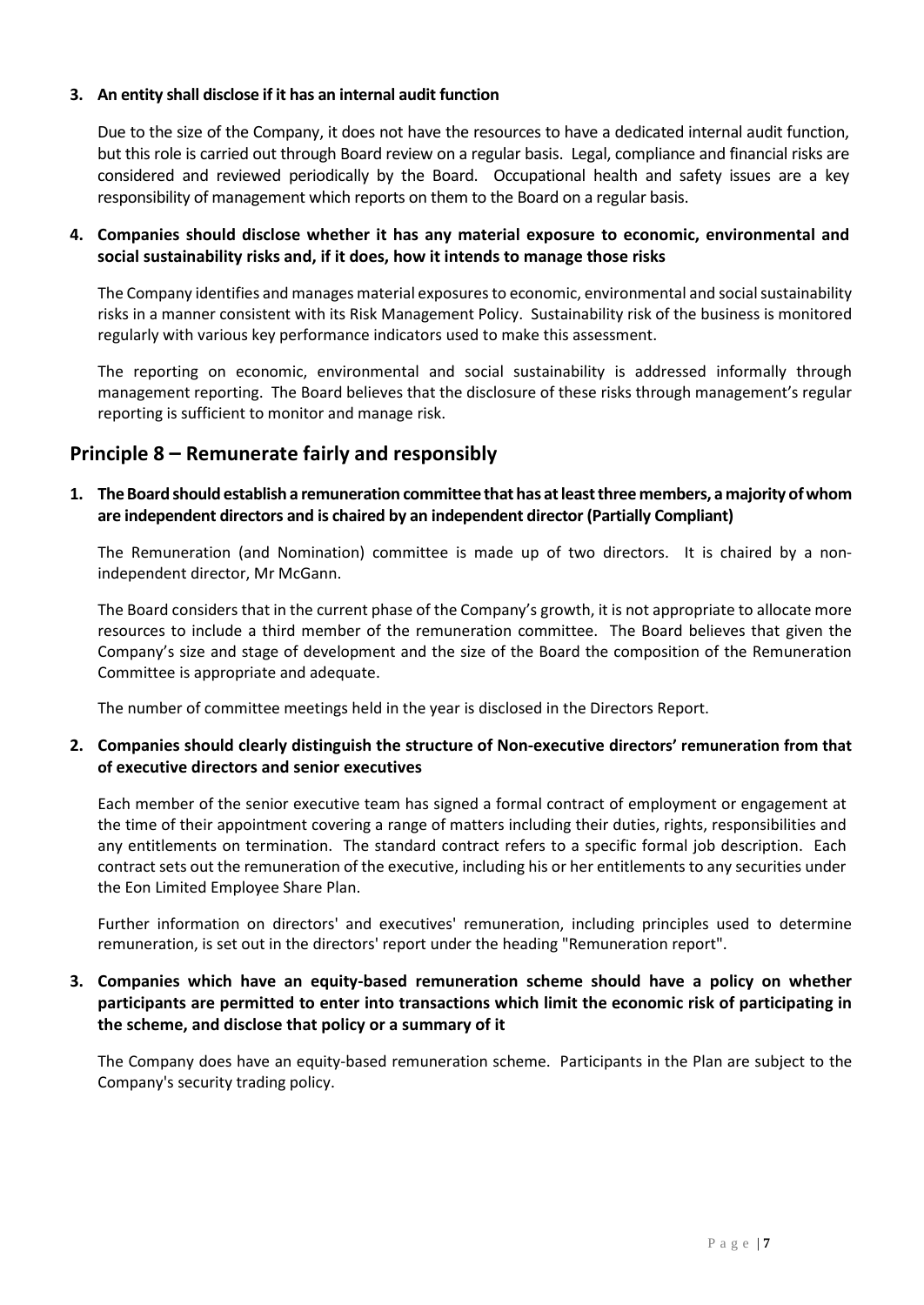**3. An entity shall disclose if it has an internal audit function**

Due to the size of the Company, it does not have the resources to have a dedicated internal audit function, but this role is carried out through Board review on a regular basis. Legal, compliance and financial risks are considered and reviewed periodically by the Board. Occupational health and safety issues are a key responsibility of management which reports on them to the Board on a regular basis.

**4. Companies should disclose whether it has any material exposure to economic, environmental and social sustainability risks and, if it does, how it intends to manage those risks**

The Company identifies and manages material exposures to economic, environmental and social sustainability risks in a manner consistent with its Risk Management Policy. Sustainability risk of the business is monitored regularly with various key performance indicators used to make this assessment.

The reporting on economic, environmental and social sustainability is addressed informally through management reporting. The Board believes that the disclosure of these risks through management's regular reporting is sufficient to monitor and manage risk.

## Principle 8 – Remunerate fairly and responsibly

**1. The Board should establish a remuneration committee that has at least three members, a majority of whom are independent directors and is chaired by an independent director (Partially Compliant)**

The Remuneration (and Nomination) committee is made up of two directors. It is chaired by a non-independent director, Mr McGann.

The Board considers that in the current phase of the Company's growth, it is not appropriate to allocate more resources to include a third member of the remuneration committee. The Board believes that given the Company's size and stage of development and the size of the Board the composition of the Remuneration Committee is appropriate and adequate.

The number of committee meetings held in the year is disclosed in the Directors Report.

**2. Companies should clearly distinguish the structure of Non-executive directors' remuneration from that of executive directors and senior executives**

Each member of the senior executive team has signed a formal contract of employment or engagement at the time of their appointment covering a range of matters including their duties, rights, responsibilities and any entitlements on termination. The standard contract refers to a specific formal job description. Each contract sets out the remuneration of the executive, including his or her entitlements to any securities under the Eon Limited Employee Share Plan.

Further information on directors' and executives' remuneration, including principles used to determine remuneration, is set out in the directors' report under the heading "Remuneration report".

**3. Companies which have an equity-based remuneration scheme should have a policy on whether participants are permitted to enter into transactions which limit the economic risk of participating in the scheme, and disclose that policy or a summary of it**

The Company does have an equity-based remuneration scheme. Participants in the Plan are subject to the Company's security trading policy.